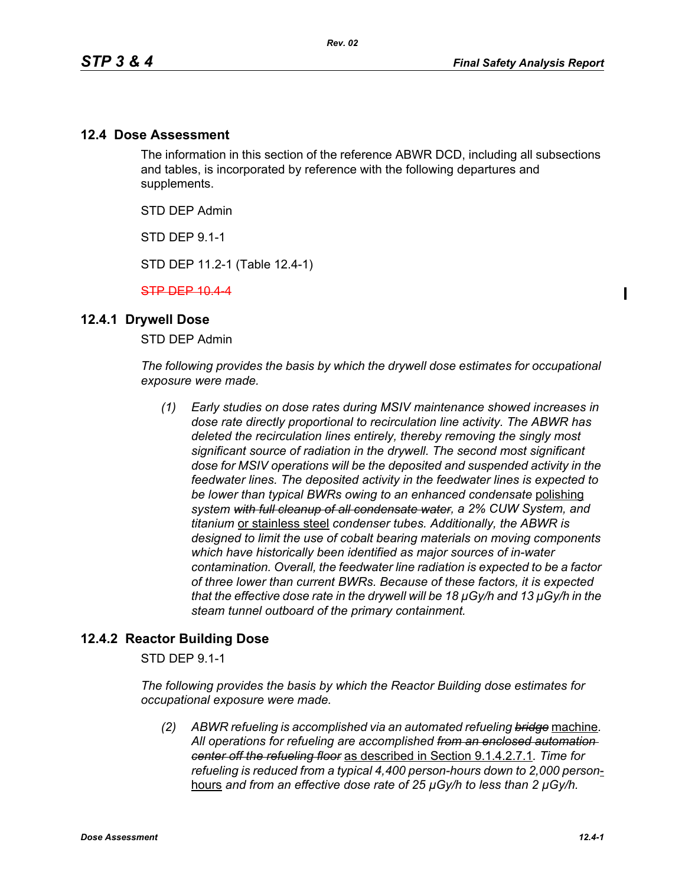## 12.4 Dose Assessment

The information in this section of the reference ABWR DCD, including all subsections and tables, is incorporated by reference with the following departures and supplements.

STD DEP Admin

STD DEP 9.1-1

STD DEP 11.2-1 (Table 12.4-1)

~~STP DEP 10.4-4~~

### 12.4.1 Drywell Dose

STD DEP Admin

*The following provides the basis by which the drywell dose estimates for occupational exposure were made.*

*(1) Early studies on dose rates during MSIV maintenance showed increases in dose rate directly proportional to recirculation line activity. The ABWR has deleted the recirculation lines entirely, thereby removing the singly most significant source of radiation in the drywell. The second most significant dose for MSIV operations will be the deposited and suspended activity in the feedwater lines. The deposited activity in the feedwater lines is expected to be lower than typical BWRs owing to an enhanced condensate* polishing *system* ~~*with full cleanup of all condensate water*~~*, a 2% CUW System, and titanium* or stainless steel *condenser tubes. Additionally, the ABWR is designed to limit the use of cobalt bearing materials on moving components which have historically been identified as major sources of in-water contamination. Overall, the feedwater line radiation is expected to be a factor of three lower than current BWRs. Because of these factors, it is expected that the effective dose rate in the drywell will be 18 μGy/h and 13 μGy/h in the steam tunnel outboard of the primary containment.*

### 12.4.2 Reactor Building Dose

STD DEP 9.1-1

*The following provides the basis by which the Reactor Building dose estimates for occupational exposure were made.*

*(2) ABWR refueling is accomplished via an automated refueling* ~~*bridge*~~ machine*. All operations for refueling are accomplished* ~~*from an enclosed automation center off the refueling floor*~~ as described in Section 9.1.4.2.7.1*. Time for refueling is reduced from a typical 4,400 person-hours down to 2,000 person*-hours *and from an effective dose rate of 25 μGy/h to less than 2 μGy/h.*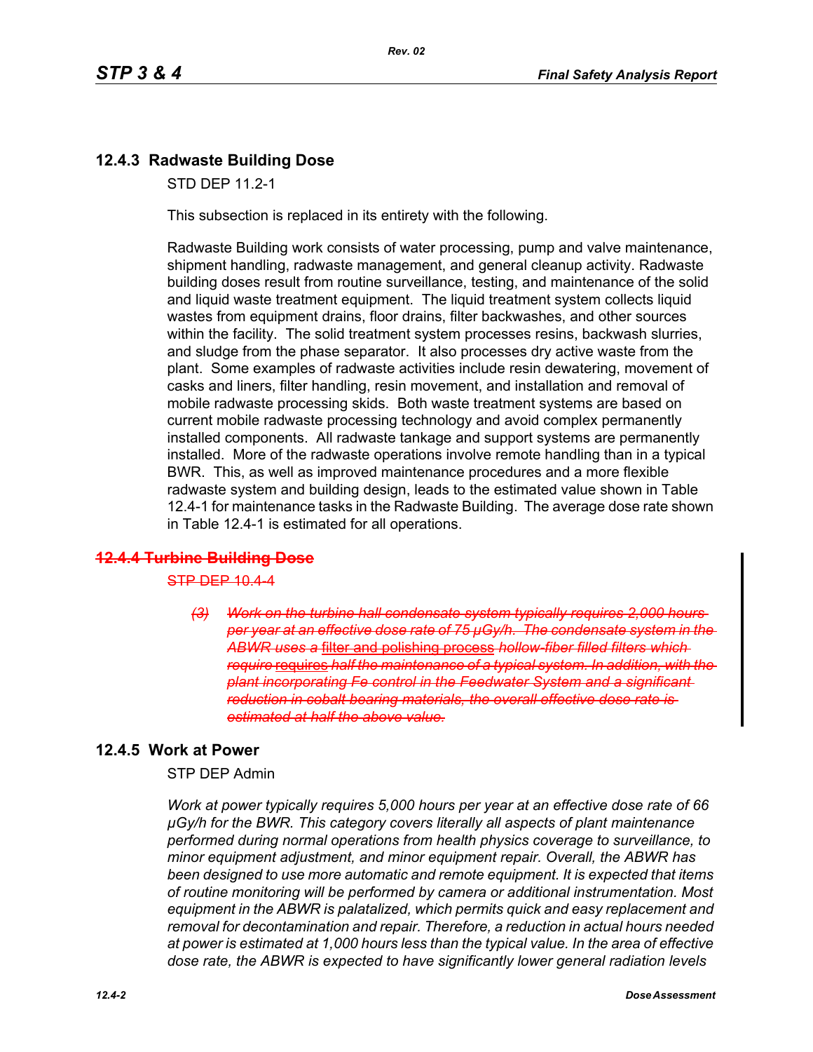## 12.4.3 Radwaste Building Dose

STD DEP 11.2-1

This subsection is replaced in its entirety with the following.

Radwaste Building work consists of water processing, pump and valve maintenance, shipment handling, radwaste management, and general cleanup activity. Radwaste building doses result from routine surveillance, testing, and maintenance of the solid and liquid waste treatment equipment. The liquid treatment system collects liquid wastes from equipment drains, floor drains, filter backwashes, and other sources within the facility. The solid treatment system processes resins, backwash slurries, and sludge from the phase separator. It also processes dry active waste from the plant. Some examples of radwaste activities include resin dewatering, movement of casks and liners, filter handling, resin movement, and installation and removal of mobile radwaste processing skids. Both waste treatment systems are based on current mobile radwaste processing technology and avoid complex permanently installed components. All radwaste tankage and support systems are permanently installed. More of the radwaste operations involve remote handling than in a typical BWR. This, as well as improved maintenance procedures and a more flexible radwaste system and building design, leads to the estimated value shown in Table 12.4-1 for maintenance tasks in the Radwaste Building. The average dose rate shown in Table 12.4-1 is estimated for all operations.

## ~~12.4.4 Turbine Building Dose~~

~~STP DEP 10.4-4~~

~~*(3) Work on the turbine hall condensate system typically requires 2,000 hours per year at an effective dose rate of 75 μGy/h. The condensate system in the ABWR uses a*~~ <u>filter and polishing process</u> ~~*hollow-fiber filled filters which require*~~ <u>requires</u> ~~*half the maintenance of a typical system. In addition, with the plant incorporating Fe control in the Feedwater System and a significant reduction in cobalt bearing materials, the overall effective dose rate is estimated at half the above value.*~~

## 12.4.5 Work at Power

STP DEP Admin

*Work at power typically requires 5,000 hours per year at an effective dose rate of 66 μGy/h for the BWR. This category covers literally all aspects of plant maintenance performed during normal operations from health physics coverage to surveillance, to minor equipment adjustment, and minor equipment repair. Overall, the ABWR has been designed to use more automatic and remote equipment. It is expected that items of routine monitoring will be performed by camera or additional instrumentation. Most equipment in the ABWR is palatalized, which permits quick and easy replacement and removal for decontamination and repair. Therefore, a reduction in actual hours needed at power is estimated at 1,000 hours less than the typical value. In the area of effective dose rate, the ABWR is expected to have significantly lower general radiation levels*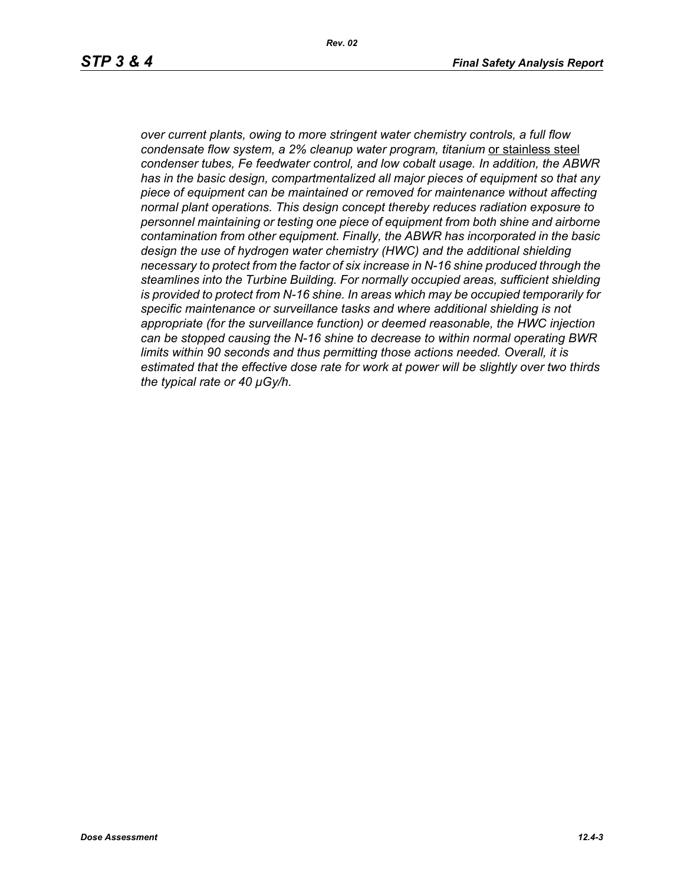*over current plants, owing to more stringent water chemistry controls, a full flow condensate flow system, a 2% cleanup water program, titanium* <u>or stainless steel</u> *condenser tubes, Fe feedwater control, and low cobalt usage. In addition, the ABWR has in the basic design, compartmentalized all major pieces of equipment so that any piece of equipment can be maintained or removed for maintenance without affecting normal plant operations. This design concept thereby reduces radiation exposure to personnel maintaining or testing one piece of equipment from both shine and airborne contamination from other equipment. Finally, the ABWR has incorporated in the basic design the use of hydrogen water chemistry (HWC) and the additional shielding necessary to protect from the factor of six increase in N-16 shine produced through the steamlines into the Turbine Building. For normally occupied areas, sufficient shielding is provided to protect from N-16 shine. In areas which may be occupied temporarily for specific maintenance or surveillance tasks and where additional shielding is not appropriate (for the surveillance function) or deemed reasonable, the HWC injection can be stopped causing the N-16 shine to decrease to within normal operating BWR limits within 90 seconds and thus permitting those actions needed. Overall, it is estimated that the effective dose rate for work at power will be slightly over two thirds the typical rate or 40 μGy/h.*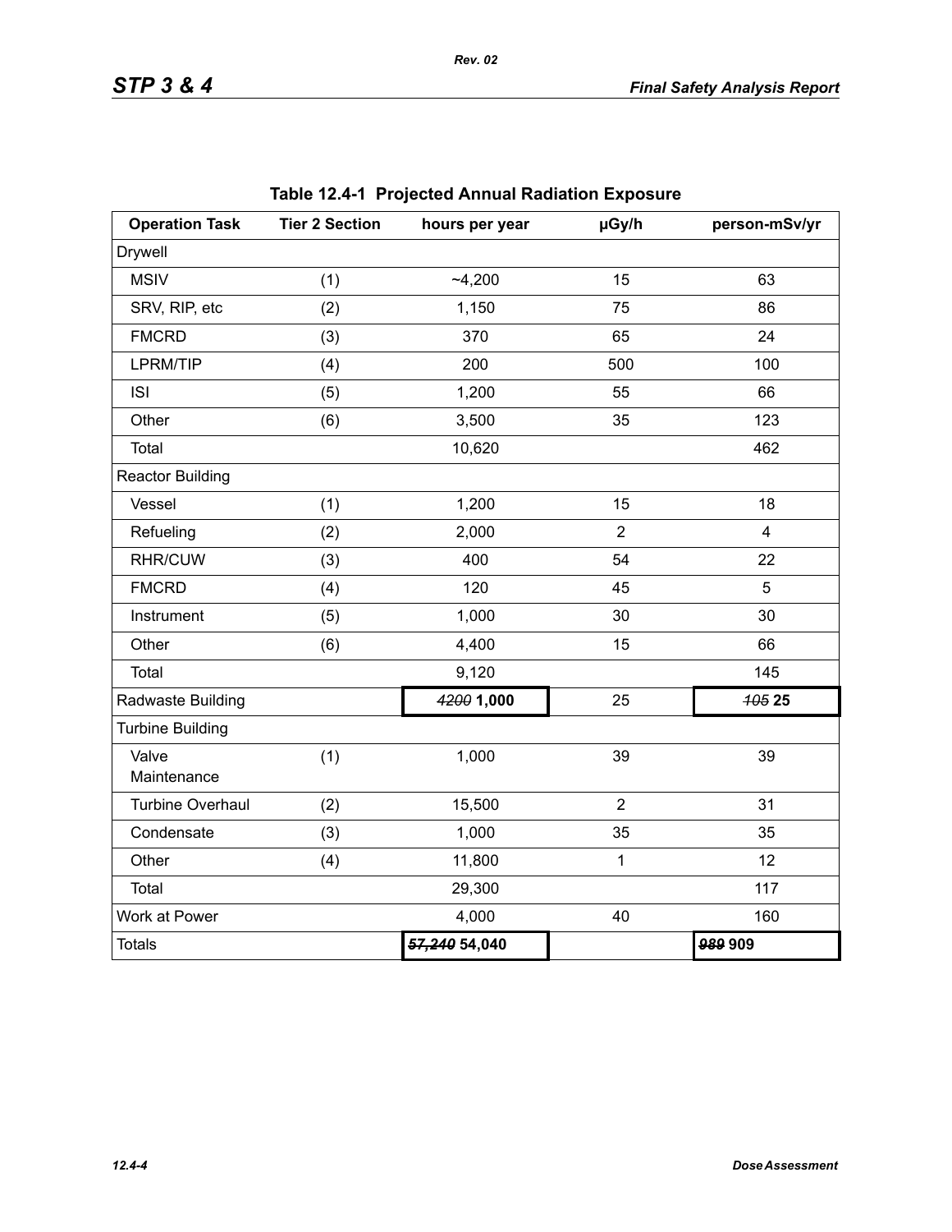**Table 12.4-1 Projected Annual Radiation Exposure**

| Operation Task | Tier 2 Section | hours per year | μGy/h | person-mSv/yr |
|---|---|---|---|---|
| Drywell | | | | |
| MSIV | (1) | ~4,200 | 15 | 63 |
| SRV, RIP, etc | (2) | 1,150 | 75 | 86 |
| FMCRD | (3) | 370 | 65 | 24 |
| LPRM/TIP | (4) | 200 | 500 | 100 |
| ISI | (5) | 1,200 | 55 | 66 |
| Other | (6) | 3,500 | 35 | 123 |
| Total | | 10,620 | | 462 |
| Reactor Building | | | | |
| Vessel | (1) | 1,200 | 15 | 18 |
| Refueling | (2) | 2,000 | 2 | 4 |
| RHR/CUW | (3) | 400 | 54 | 22 |
| FMCRD | (4) | 120 | 45 | 5 |
| Instrument | (5) | 1,000 | 30 | 30 |
| Other | (6) | 4,400 | 15 | 66 |
| Total | | 9,120 | | 145 |
| Radwaste Building | | ~~*4200*~~ **1,000** | 25 | ~~*105*~~ **25** |
| Turbine Building | | | | |
| Valve Maintenance | (1) | 1,000 | 39 | 39 |
| Turbine Overhaul | (2) | 15,500 | 2 | 31 |
| Condensate | (3) | 1,000 | 35 | 35 |
| Other | (4) | 11,800 | 1 | 12 |
| Total | | 29,300 | | 117 |
| Work at Power | | 4,000 | 40 | 160 |
| Totals | | ~~***57,240***~~ **54,040** | | ~~***989***~~ **909** |